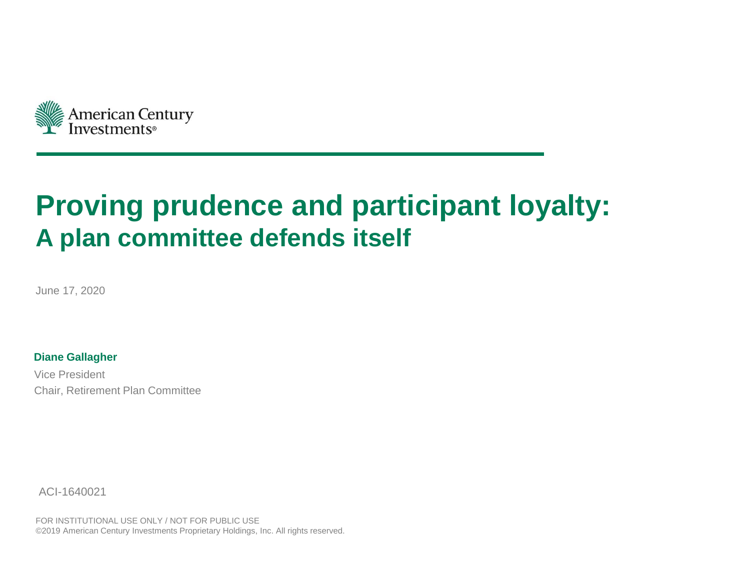American Century Investments®

# Proving prudence and participant loyalty:

## A plan committee defends itself

June 17, 2020

**Diane Gallagher**

Vice President

Chair, Retirement Plan Committee

ACI-1640021

FOR INSTITUTIONAL USE ONLY / NOT FOR PUBLIC USE

©2019 American Century Investments Proprietary Holdings, Inc. All rights reserved.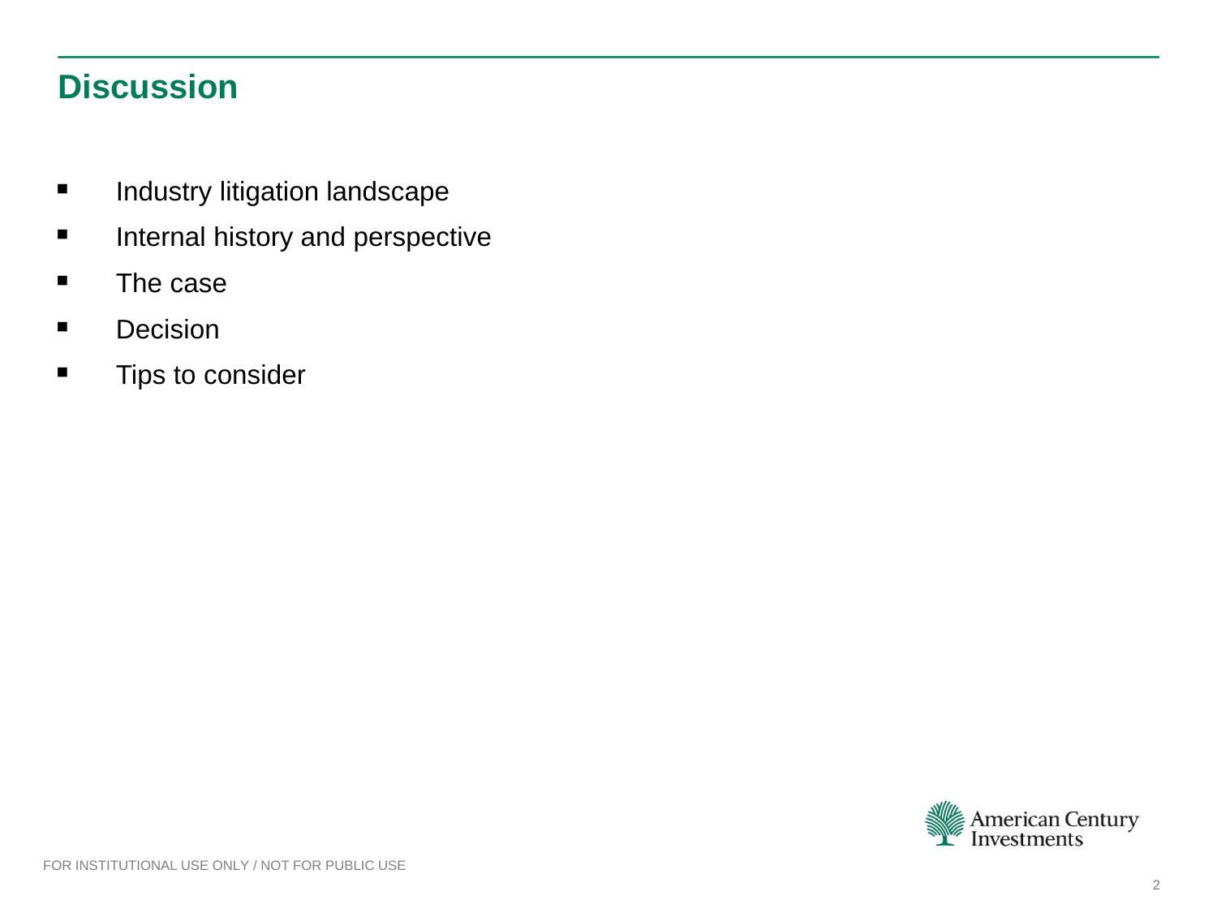# Discussion

- Industry litigation landscape
- Internal history and perspective
- The case
- Decision
- Tips to consider

FOR INSTITUTIONAL USE ONLY / NOT FOR PUBLIC USE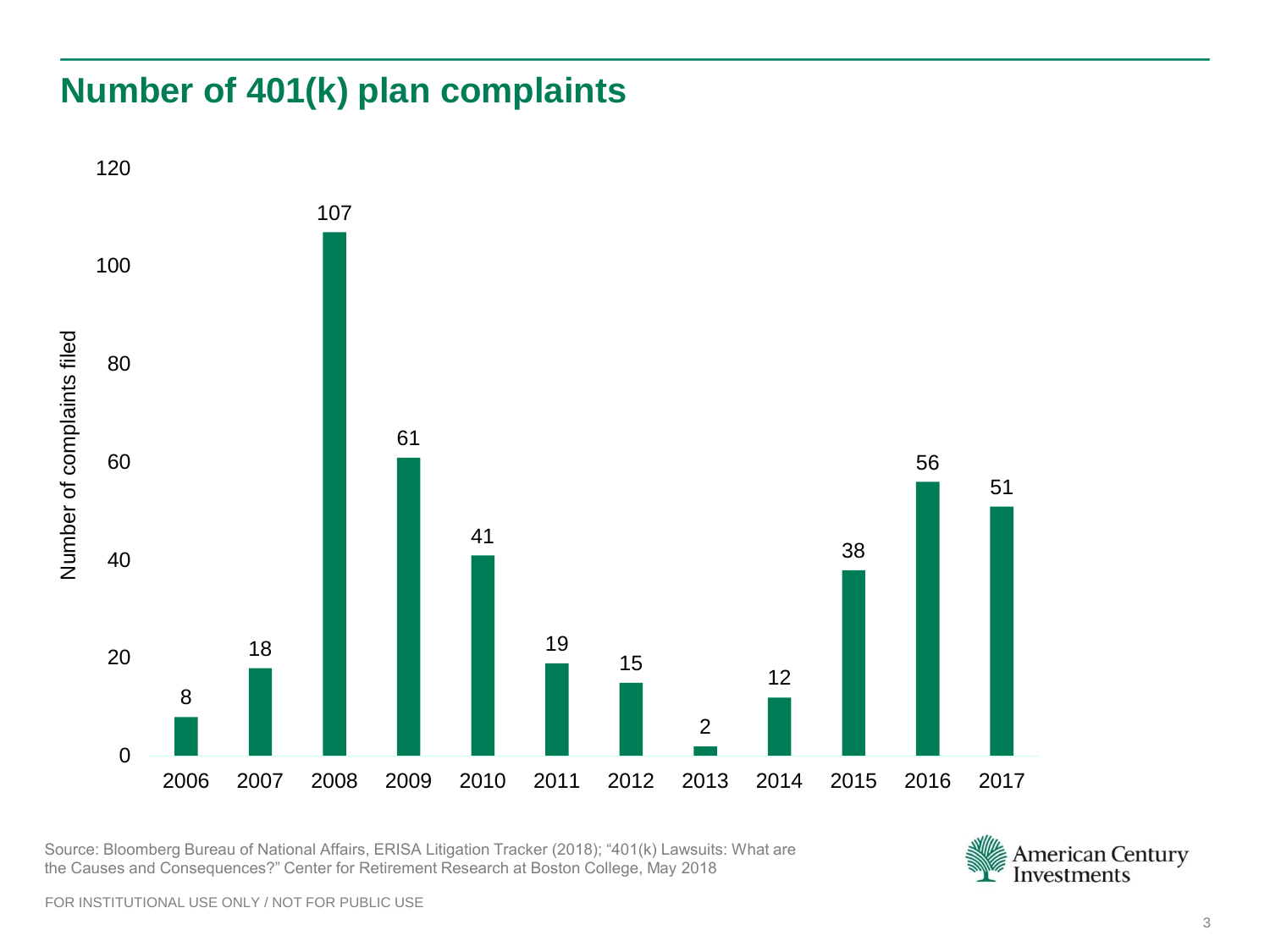## Number of 401(k) plan complaints

| Year | Number of complaints filed |
|---|---|
| 2006 | 8 |
| 2007 | 18 |
| 2008 | 107 |
| 2009 | 61 |
| 2010 | 41 |
| 2011 | 19 |
| 2012 | 15 |
| 2013 | 2 |
| 2014 | 12 |
| 2015 | 38 |
| 2016 | 56 |
| 2017 | 51 |

Source: Bloomberg Bureau of National Affairs, ERISA Litigation Tracker (2018); "401(k) Lawsuits: What are the Causes and Consequences?" Center for Retirement Research at Boston College, May 2018

American Century Investments

FOR INSTITUTIONAL USE ONLY / NOT FOR PUBLIC USE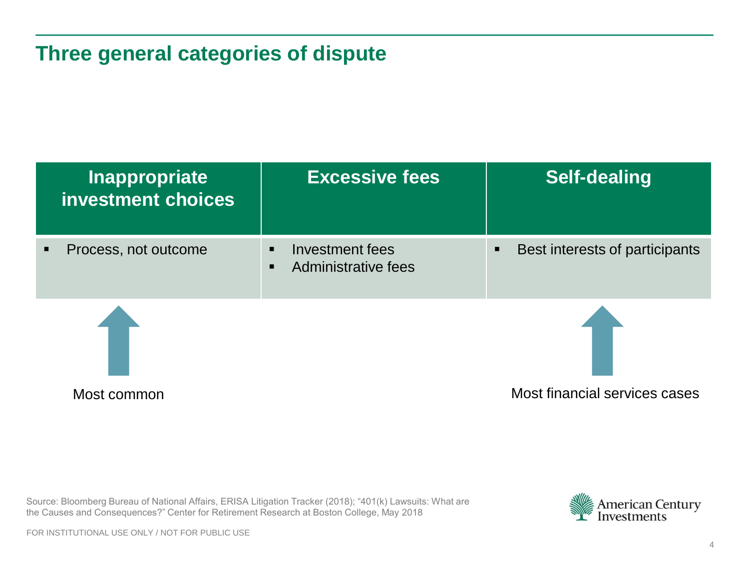# Three general categories of dispute

| Inappropriate investment choices | Excessive fees | Self-dealing |
| --- | --- | --- |
| ▪ Process, not outcome | ▪ Investment fees<br>▪ Administrative fees | ▪ Best interests of participants |
| ↑ Most common | | ↑ Most financial services cases |

Source: Bloomberg Bureau of National Affairs, ERISA Litigation Tracker (2018); "401(k) Lawsuits: What are the Causes and Consequences?" Center for Retirement Research at Boston College, May 2018

American Century Investments

FOR INSTITUTIONAL USE ONLY / NOT FOR PUBLIC USE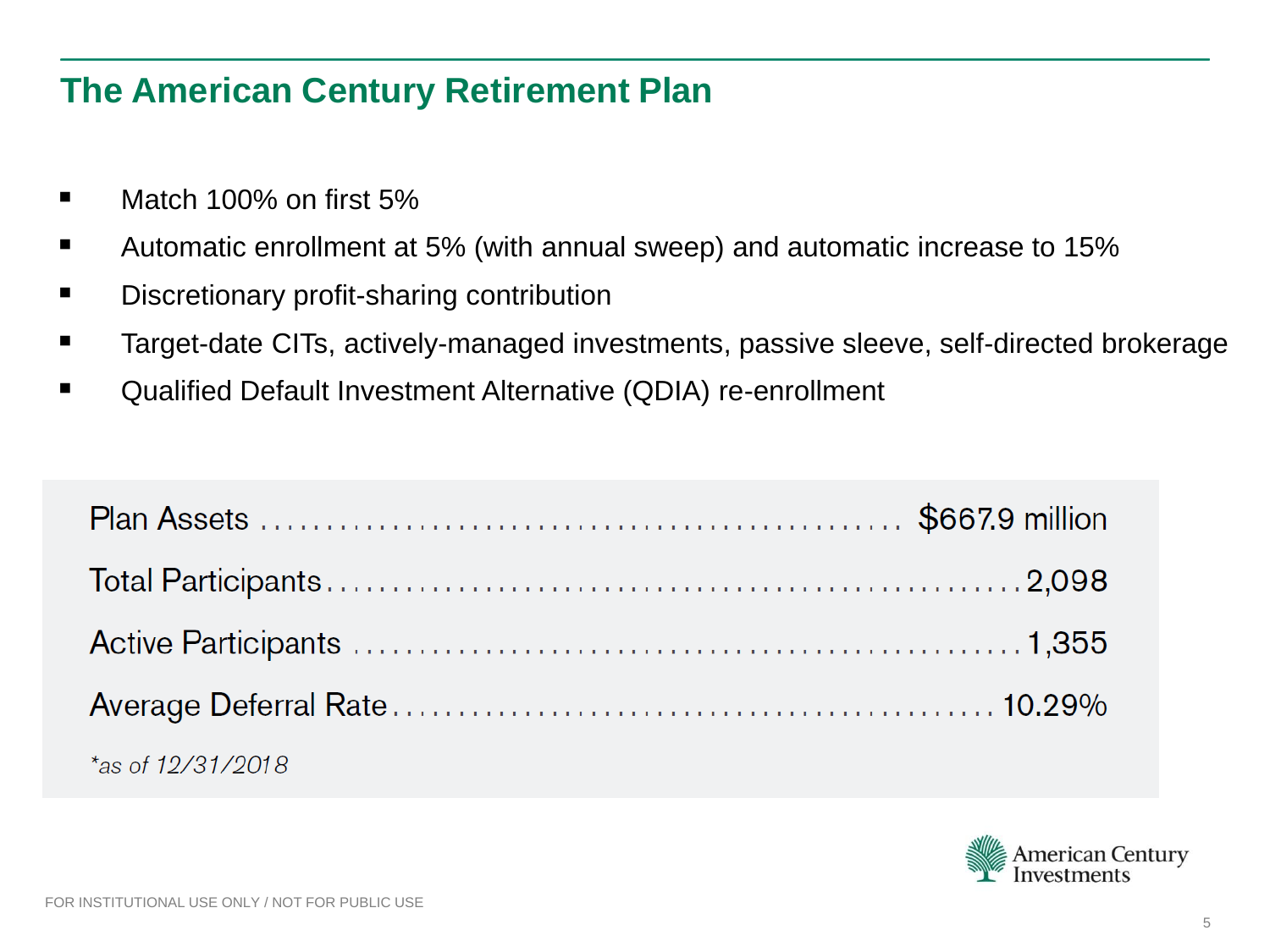# The American Century Retirement Plan

- Match 100% on first 5%
- Automatic enrollment at 5% (with annual sweep) and automatic increase to 15%
- Discretionary profit-sharing contribution
- Target-date CITs, actively-managed investments, passive sleeve, self-directed brokerage
- Qualified Default Investment Alternative (QDIA) re-enrollment

| | |
|---|---|
| Plan Assets | $667.9 million |
| Total Participants | 2,098 |
| Active Participants | 1,355 |
| Average Deferral Rate | 10.29% |

*\*as of 12/31/2018*

FOR INSTITUTIONAL USE ONLY / NOT FOR PUBLIC USE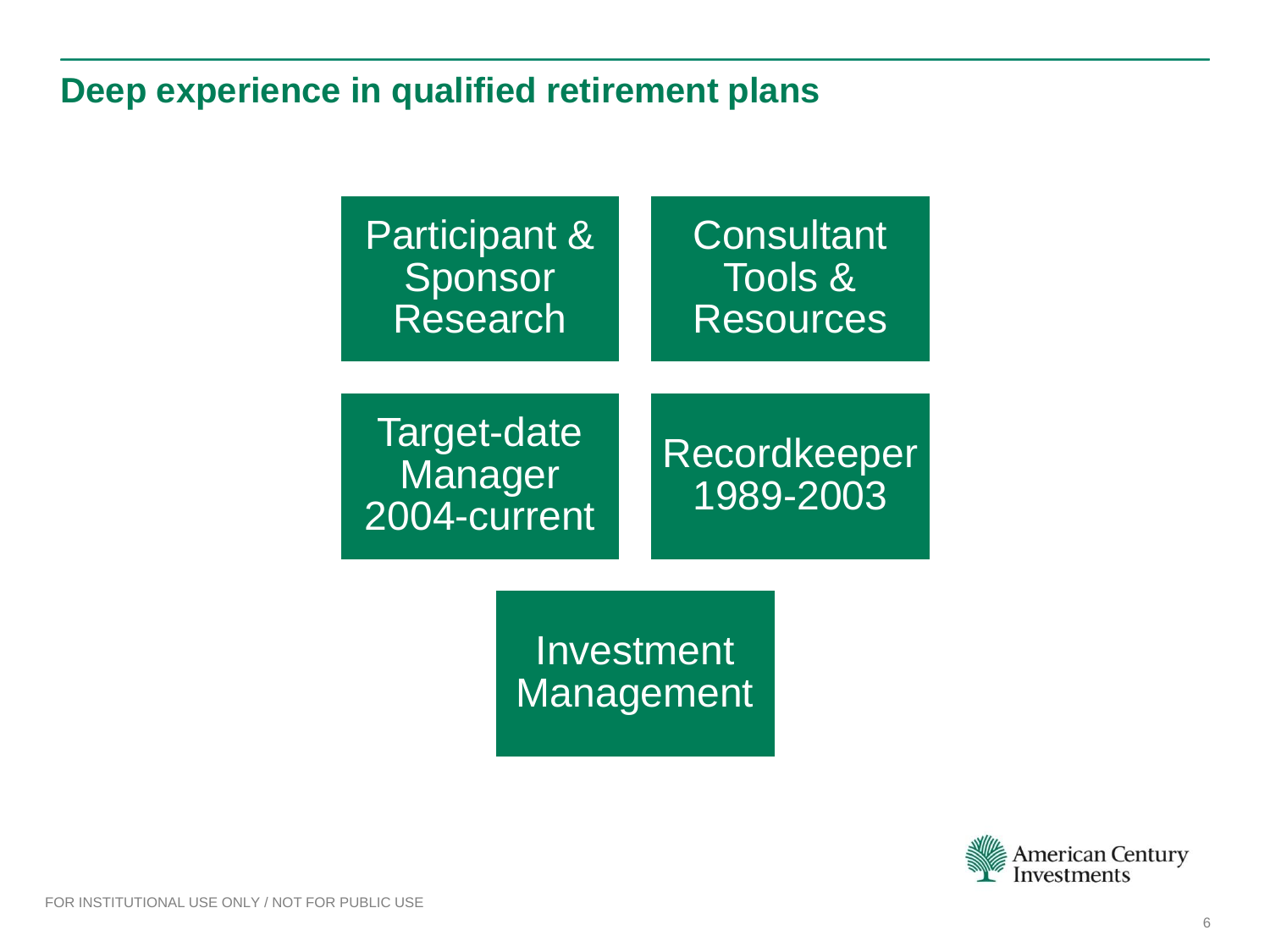## Deep experience in qualified retirement plans

- Participant & Sponsor Research
- Consultant Tools & Resources
- Target-date Manager 2004-current
- Recordkeeper 1989-2003
- Investment Management

FOR INSTITUTIONAL USE ONLY / NOT FOR PUBLIC USE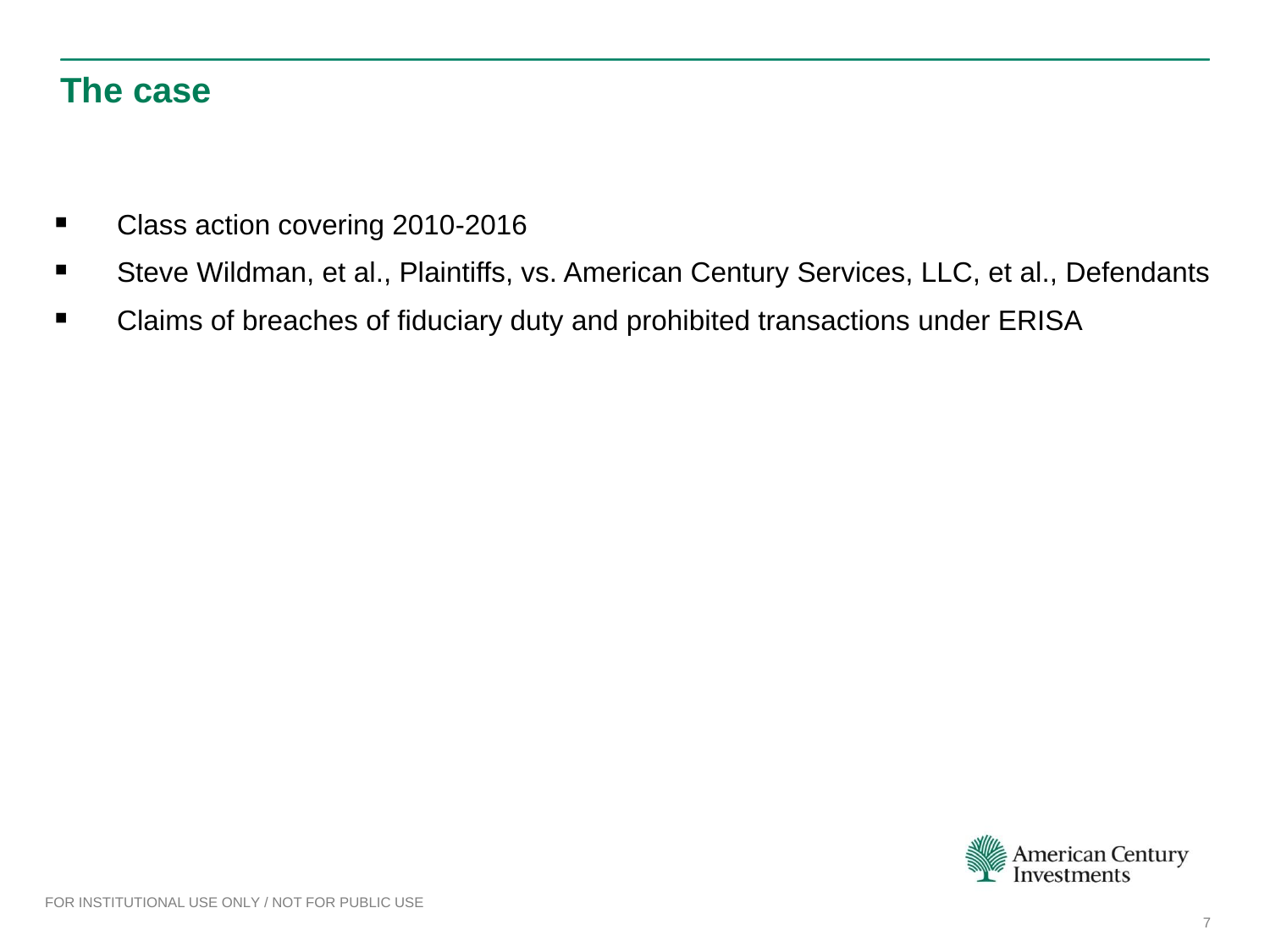## The case

- Class action covering 2010-2016
- Steve Wildman, et al., Plaintiffs, vs. American Century Services, LLC, et al., Defendants
- Claims of breaches of fiduciary duty and prohibited transactions under ERISA

FOR INSTITUTIONAL USE ONLY / NOT FOR PUBLIC USE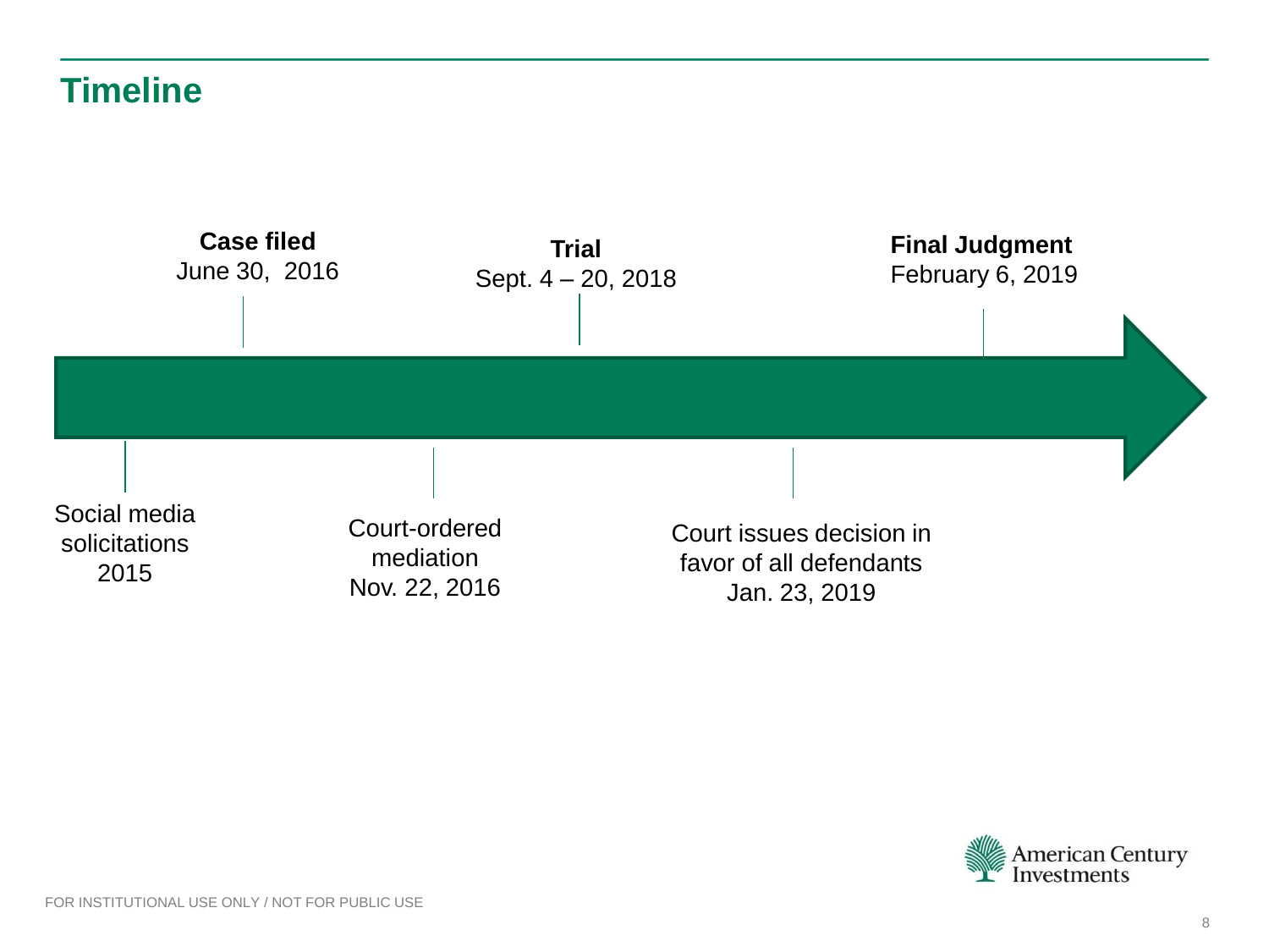## Timeline

- Social media solicitations — 2015
- **Case filed** — June 30, 2016
- Court-ordered mediation — Nov. 22, 2016
- **Trial** — Sept. 4 – 20, 2018
- Court issues decision in favor of all defendants — Jan. 23, 2019
- **Final Judgment** — February 6, 2019

FOR INSTITUTIONAL USE ONLY / NOT FOR PUBLIC USE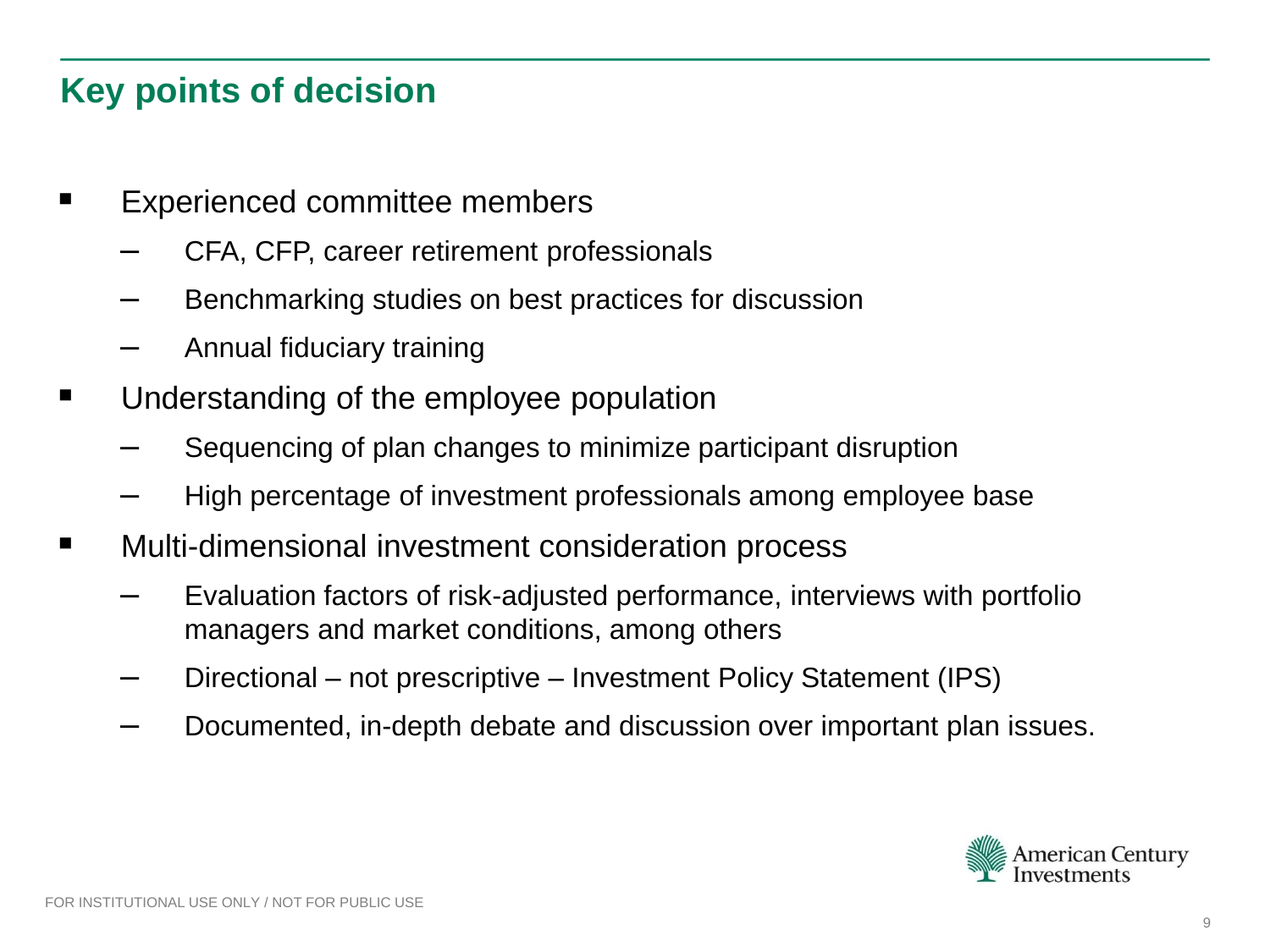## Key points of decision

- Experienced committee members
  - CFA, CFP, career retirement professionals
  - Benchmarking studies on best practices for discussion
  - Annual fiduciary training
- Understanding of the employee population
  - Sequencing of plan changes to minimize participant disruption
  - High percentage of investment professionals among employee base
- Multi-dimensional investment consideration process
  - Evaluation factors of risk-adjusted performance, interviews with portfolio managers and market conditions, among others
  - Directional – not prescriptive – Investment Policy Statement (IPS)
  - Documented, in-depth debate and discussion over important plan issues.

FOR INSTITUTIONAL USE ONLY / NOT FOR PUBLIC USE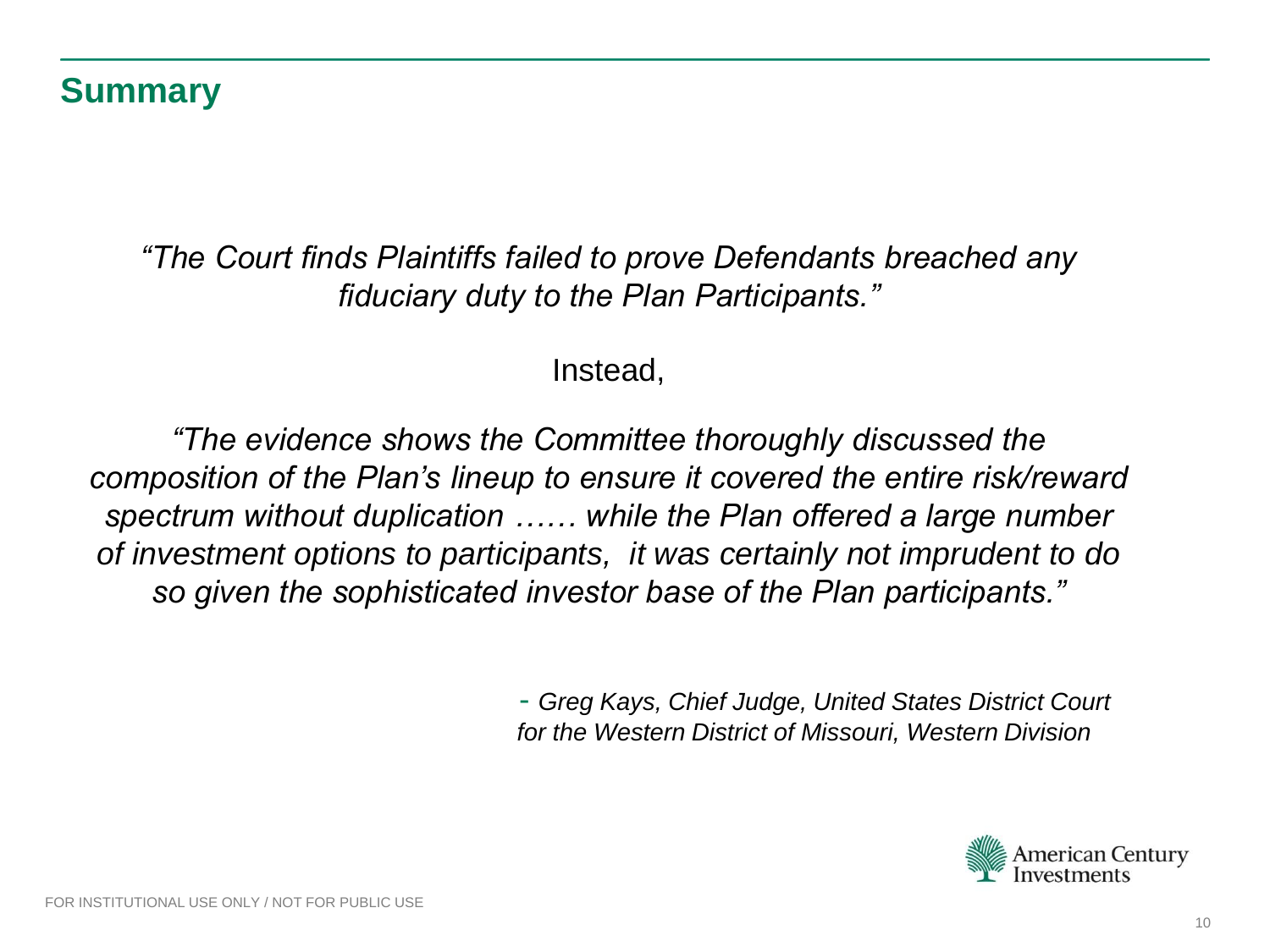## Summary

*"The Court finds Plaintiffs failed to prove Defendants breached any fiduciary duty to the Plan Participants."*

Instead,

*"The evidence shows the Committee thoroughly discussed the composition of the Plan's lineup to ensure it covered the entire risk/reward spectrum without duplication …… while the Plan offered a large number of investment options to participants, it was certainly not imprudent to do so given the sophisticated investor base of the Plan participants."*

\- *Greg Kays, Chief Judge, United States District Court for the Western District of Missouri, Western Division*

FOR INSTITUTIONAL USE ONLY / NOT FOR PUBLIC USE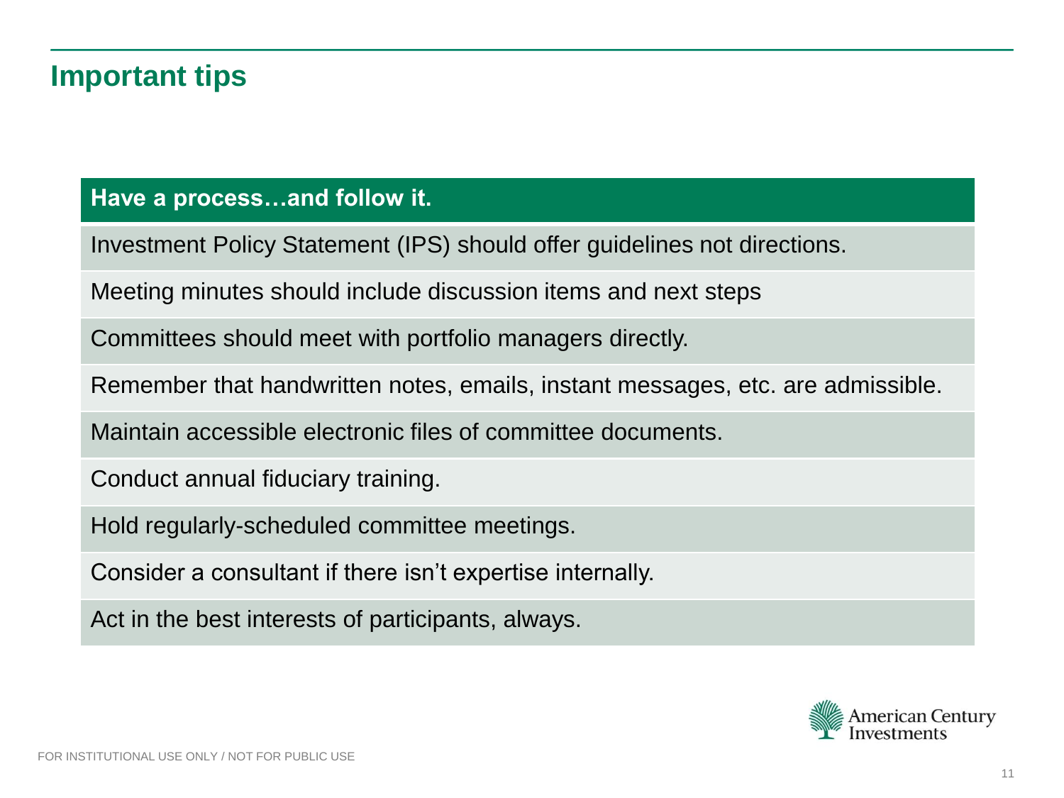## Important tips

| Have a process…and follow it. |
| --- |
| Investment Policy Statement (IPS) should offer guidelines not directions. |
| Meeting minutes should include discussion items and next steps |
| Committees should meet with portfolio managers directly. |
| Remember that handwritten notes, emails, instant messages, etc. are admissible. |
| Maintain accessible electronic files of committee documents. |
| Conduct annual fiduciary training. |
| Hold regularly-scheduled committee meetings. |
| Consider a consultant if there isn't expertise internally. |
| Act in the best interests of participants, always. |

FOR INSTITUTIONAL USE ONLY / NOT FOR PUBLIC USE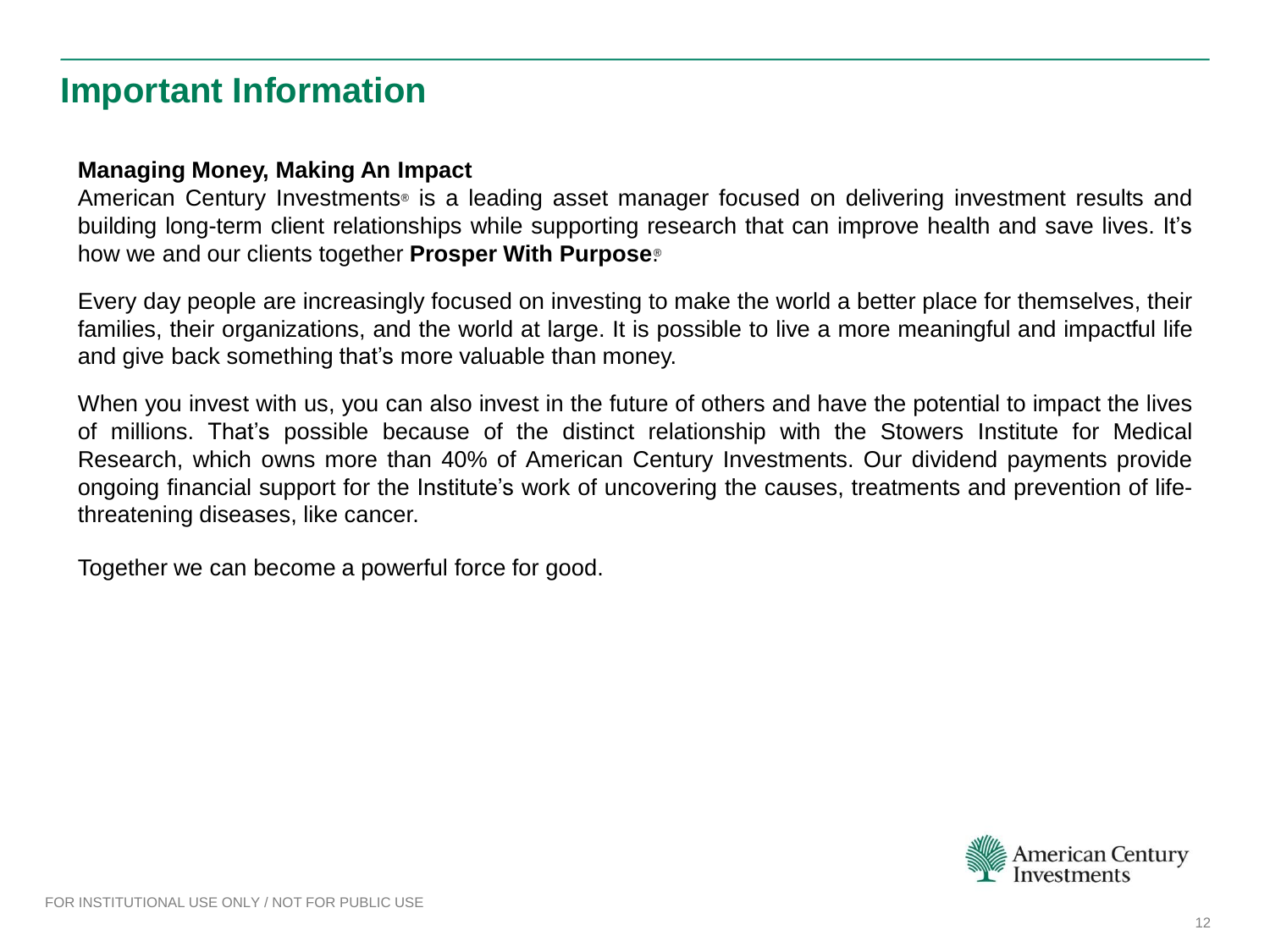# Important Information

**Managing Money, Making An Impact**

American Century Investments® is a leading asset manager focused on delivering investment results and building long-term client relationships while supporting research that can improve health and save lives. It's how we and our clients together **Prosper With Purpose**.®

Every day people are increasingly focused on investing to make the world a better place for themselves, their families, their organizations, and the world at large. It is possible to live a more meaningful and impactful life and give back something that's more valuable than money.

When you invest with us, you can also invest in the future of others and have the potential to impact the lives of millions. That's possible because of the distinct relationship with the Stowers Institute for Medical Research, which owns more than 40% of American Century Investments. Our dividend payments provide ongoing financial support for the Institute's work of uncovering the causes, treatments and prevention of life-threatening diseases, like cancer.

Together we can become a powerful force for good.

FOR INSTITUTIONAL USE ONLY / NOT FOR PUBLIC USE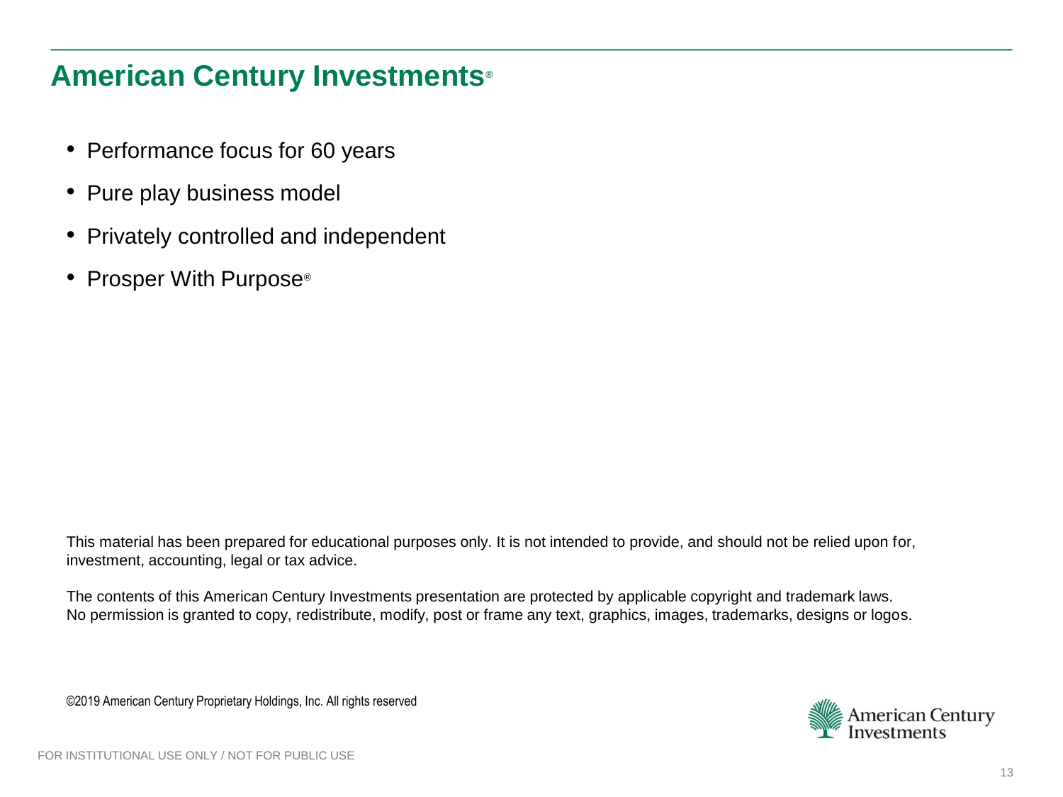## American Century Investments®

- Performance focus for 60 years
- Pure play business model
- Privately controlled and independent
- Prosper With Purpose®

This material has been prepared for educational purposes only. It is not intended to provide, and should not be relied upon for, investment, accounting, legal or tax advice.

The contents of this American Century Investments presentation are protected by applicable copyright and trademark laws. No permission is granted to copy, redistribute, modify, post or frame any text, graphics, images, trademarks, designs or logos.

©2019 American Century Proprietary Holdings, Inc. All rights reserved

American Century Investments

FOR INSTITUTIONAL USE ONLY / NOT FOR PUBLIC USE